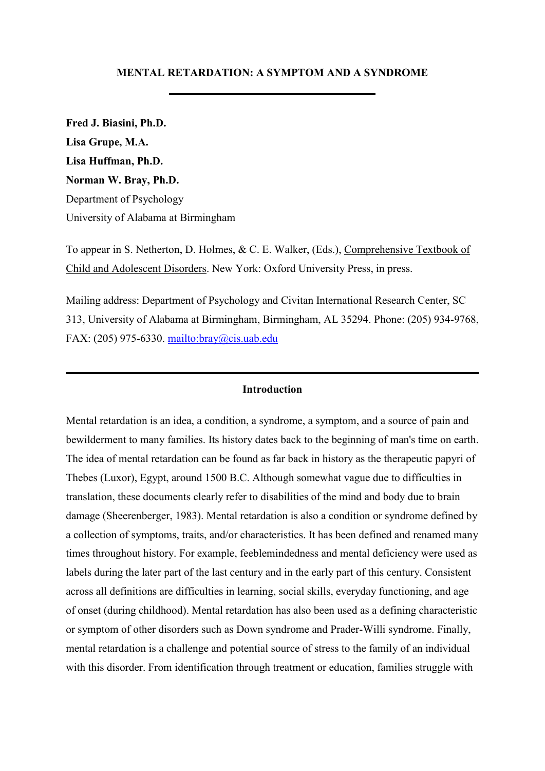# MENTAL RETARDATION: A SYMPTOM AND A SYNDROME

---

**Fred J. Biasini, Ph.D.**
**Lisa Grupe, M.A.**
**Lisa Huffman, Ph.D.**
**Norman W. Bray, Ph.D.**
Department of Psychology
University of Alabama at Birmingham

To appear in S. Netherton, D. Holmes, & C. E. Walker, (Eds.), Comprehensive Textbook of Child and Adolescent Disorders. New York: Oxford University Press, in press.

Mailing address: Department of Psychology and Civitan International Research Center, SC 313, University of Alabama at Birmingham, Birmingham, AL 35294. Phone: (205) 934-9768, FAX: (205) 975-6330. [mailto:bray@cis.uab.edu](mailto:bray@cis.uab.edu)

---

## Introduction

Mental retardation is an idea, a condition, a syndrome, a symptom, and a source of pain and bewilderment to many families. Its history dates back to the beginning of man's time on earth. The idea of mental retardation can be found as far back in history as the therapeutic papyri of Thebes (Luxor), Egypt, around 1500 B.C. Although somewhat vague due to difficulties in translation, these documents clearly refer to disabilities of the mind and body due to brain damage (Sheerenberger, 1983). Mental retardation is also a condition or syndrome defined by a collection of symptoms, traits, and/or characteristics. It has been defined and renamed many times throughout history. For example, feeblemindedness and mental deficiency were used as labels during the later part of the last century and in the early part of this century. Consistent across all definitions are difficulties in learning, social skills, everyday functioning, and age of onset (during childhood). Mental retardation has also been used as a defining characteristic or symptom of other disorders such as Down syndrome and Prader-Willi syndrome. Finally, mental retardation is a challenge and potential source of stress to the family of an individual with this disorder. From identification through treatment or education, families struggle with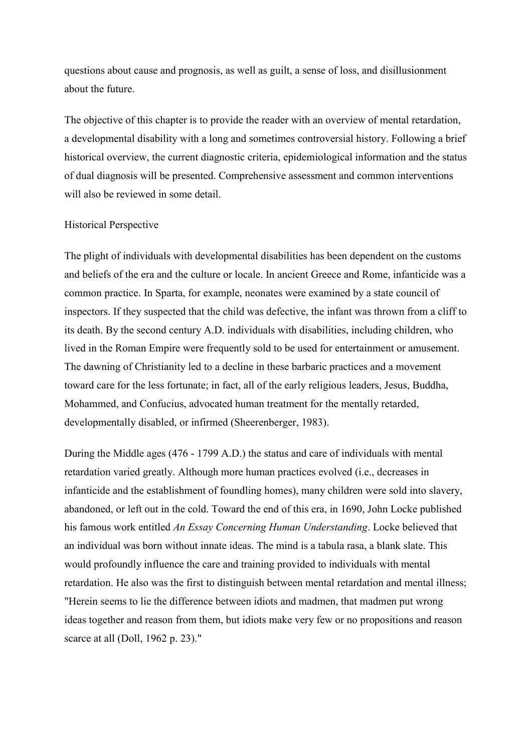questions about cause and prognosis, as well as guilt, a sense of loss, and disillusionment about the future.

The objective of this chapter is to provide the reader with an overview of mental retardation, a developmental disability with a long and sometimes controversial history. Following a brief historical overview, the current diagnostic criteria, epidemiological information and the status of dual diagnosis will be presented. Comprehensive assessment and common interventions will also be reviewed in some detail.

## Historical Perspective

The plight of individuals with developmental disabilities has been dependent on the customs and beliefs of the era and the culture or locale. In ancient Greece and Rome, infanticide was a common practice. In Sparta, for example, neonates were examined by a state council of inspectors. If they suspected that the child was defective, the infant was thrown from a cliff to its death. By the second century A.D. individuals with disabilities, including children, who lived in the Roman Empire were frequently sold to be used for entertainment or amusement. The dawning of Christianity led to a decline in these barbaric practices and a movement toward care for the less fortunate; in fact, all of the early religious leaders, Jesus, Buddha, Mohammed, and Confucius, advocated human treatment for the mentally retarded, developmentally disabled, or infirmed (Sheerenberger, 1983).

During the Middle ages (476 - 1799 A.D.) the status and care of individuals with mental retardation varied greatly. Although more human practices evolved (i.e., decreases in infanticide and the establishment of foundling homes), many children were sold into slavery, abandoned, or left out in the cold. Toward the end of this era, in 1690, John Locke published his famous work entitled *An Essay Concerning Human Understanding*. Locke believed that an individual was born without innate ideas. The mind is a tabula rasa, a blank slate. This would profoundly influence the care and training provided to individuals with mental retardation. He also was the first to distinguish between mental retardation and mental illness; "Herein seems to lie the difference between idiots and madmen, that madmen put wrong ideas together and reason from them, but idiots make very few or no propositions and reason scarce at all (Doll, 1962 p. 23)."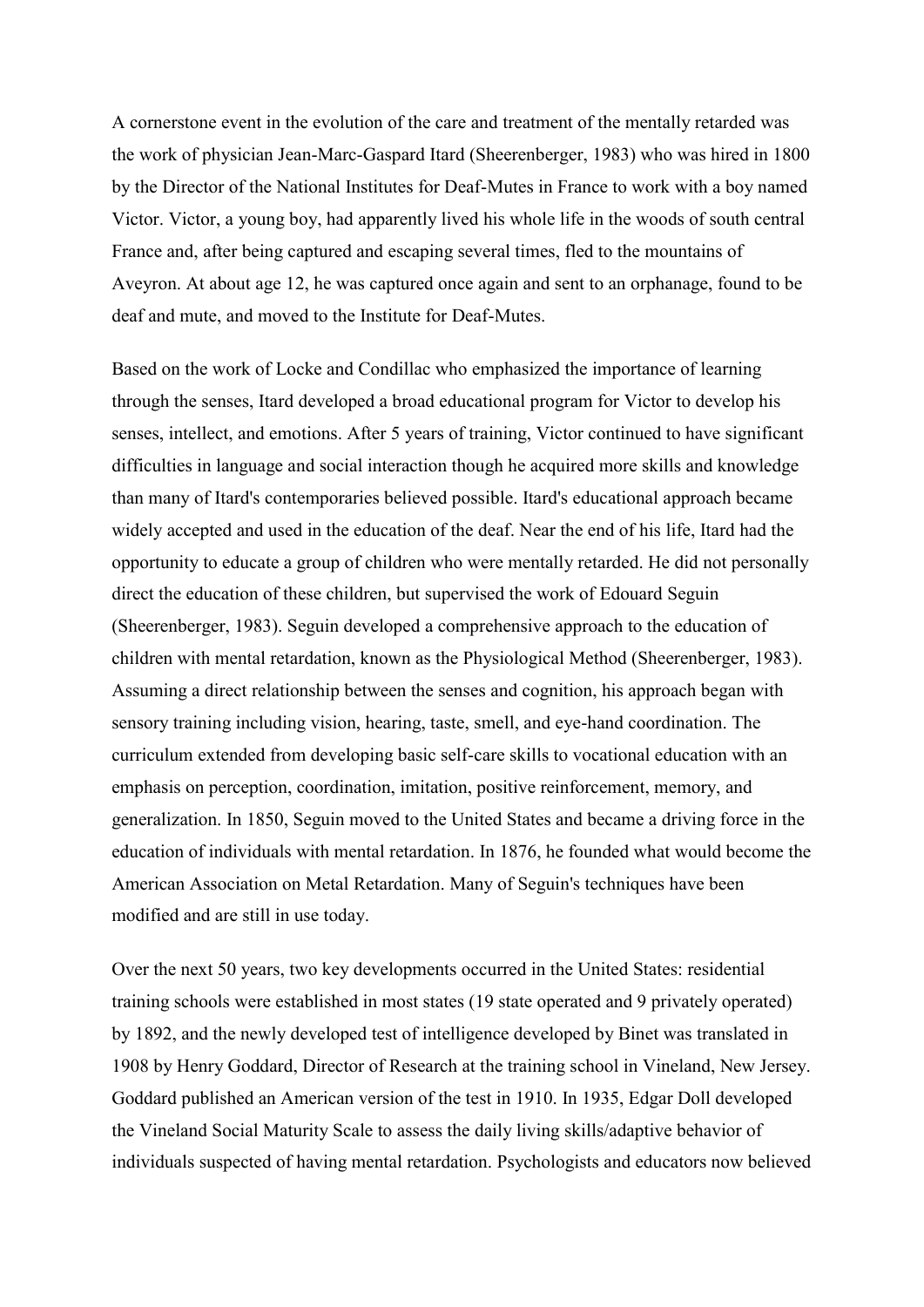A cornerstone event in the evolution of the care and treatment of the mentally retarded was the work of physician Jean-Marc-Gaspard Itard (Sheerenberger, 1983) who was hired in 1800 by the Director of the National Institutes for Deaf-Mutes in France to work with a boy named Victor. Victor, a young boy, had apparently lived his whole life in the woods of south central France and, after being captured and escaping several times, fled to the mountains of Aveyron. At about age 12, he was captured once again and sent to an orphanage, found to be deaf and mute, and moved to the Institute for Deaf-Mutes.

Based on the work of Locke and Condillac who emphasized the importance of learning through the senses, Itard developed a broad educational program for Victor to develop his senses, intellect, and emotions. After 5 years of training, Victor continued to have significant difficulties in language and social interaction though he acquired more skills and knowledge than many of Itard's contemporaries believed possible. Itard's educational approach became widely accepted and used in the education of the deaf. Near the end of his life, Itard had the opportunity to educate a group of children who were mentally retarded. He did not personally direct the education of these children, but supervised the work of Edouard Seguin (Sheerenberger, 1983). Seguin developed a comprehensive approach to the education of children with mental retardation, known as the Physiological Method (Sheerenberger, 1983). Assuming a direct relationship between the senses and cognition, his approach began with sensory training including vision, hearing, taste, smell, and eye-hand coordination. The curriculum extended from developing basic self-care skills to vocational education with an emphasis on perception, coordination, imitation, positive reinforcement, memory, and generalization. In 1850, Seguin moved to the United States and became a driving force in the education of individuals with mental retardation. In 1876, he founded what would become the American Association on Metal Retardation. Many of Seguin's techniques have been modified and are still in use today.

Over the next 50 years, two key developments occurred in the United States: residential training schools were established in most states (19 state operated and 9 privately operated) by 1892, and the newly developed test of intelligence developed by Binet was translated in 1908 by Henry Goddard, Director of Research at the training school in Vineland, New Jersey. Goddard published an American version of the test in 1910. In 1935, Edgar Doll developed the Vineland Social Maturity Scale to assess the daily living skills/adaptive behavior of individuals suspected of having mental retardation. Psychologists and educators now believed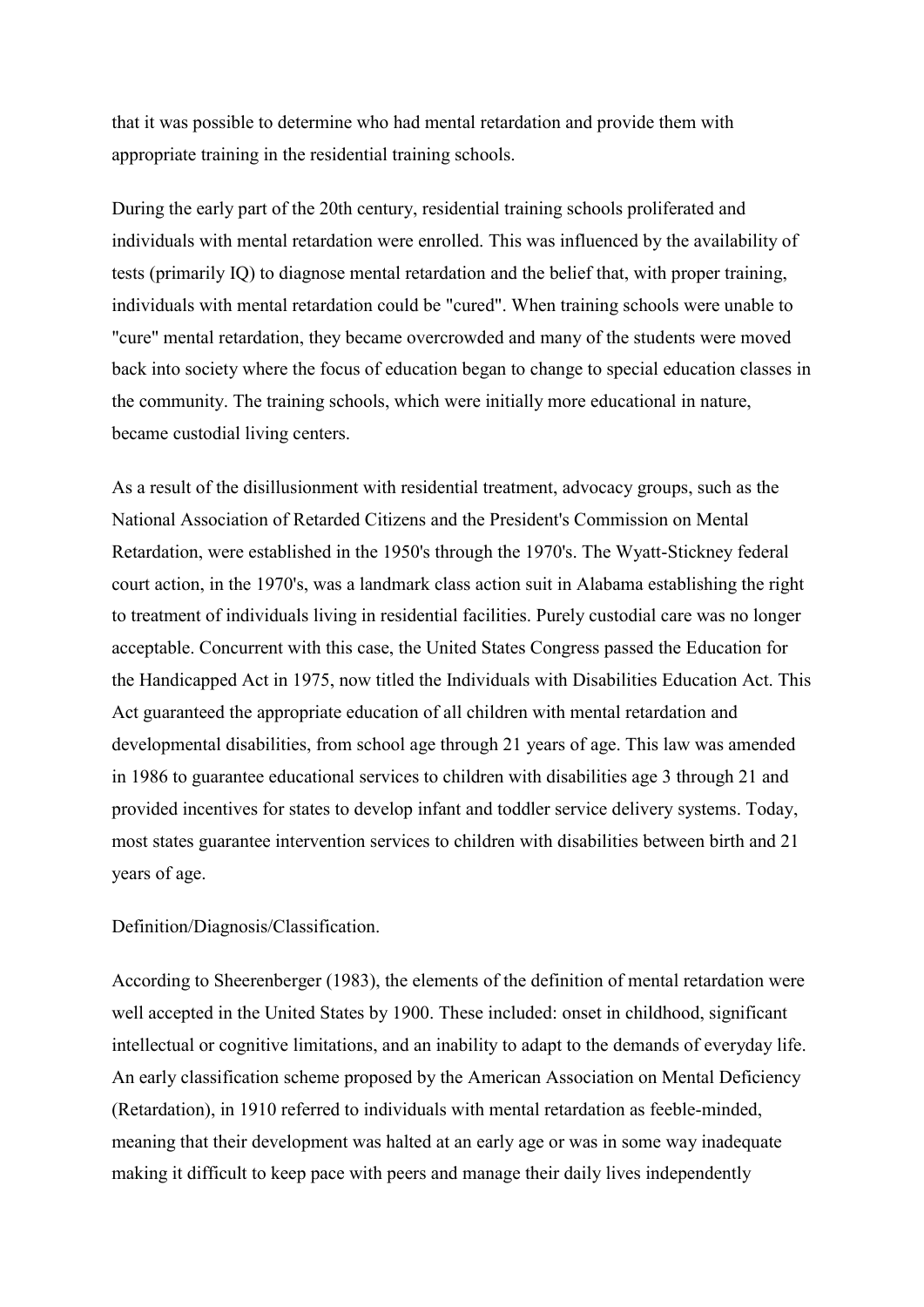that it was possible to determine who had mental retardation and provide them with appropriate training in the residential training schools.

During the early part of the 20th century, residential training schools proliferated and individuals with mental retardation were enrolled. This was influenced by the availability of tests (primarily IQ) to diagnose mental retardation and the belief that, with proper training, individuals with mental retardation could be "cured". When training schools were unable to "cure" mental retardation, they became overcrowded and many of the students were moved back into society where the focus of education began to change to special education classes in the community. The training schools, which were initially more educational in nature, became custodial living centers.

As a result of the disillusionment with residential treatment, advocacy groups, such as the National Association of Retarded Citizens and the President's Commission on Mental Retardation, were established in the 1950's through the 1970's. The Wyatt-Stickney federal court action, in the 1970's, was a landmark class action suit in Alabama establishing the right to treatment of individuals living in residential facilities. Purely custodial care was no longer acceptable. Concurrent with this case, the United States Congress passed the Education for the Handicapped Act in 1975, now titled the Individuals with Disabilities Education Act. This Act guaranteed the appropriate education of all children with mental retardation and developmental disabilities, from school age through 21 years of age. This law was amended in 1986 to guarantee educational services to children with disabilities age 3 through 21 and provided incentives for states to develop infant and toddler service delivery systems. Today, most states guarantee intervention services to children with disabilities between birth and 21 years of age.

## Definition/Diagnosis/Classification.

According to Sheerenberger (1983), the elements of the definition of mental retardation were well accepted in the United States by 1900. These included: onset in childhood, significant intellectual or cognitive limitations, and an inability to adapt to the demands of everyday life. An early classification scheme proposed by the American Association on Mental Deficiency (Retardation), in 1910 referred to individuals with mental retardation as feeble-minded, meaning that their development was halted at an early age or was in some way inadequate making it difficult to keep pace with peers and manage their daily lives independently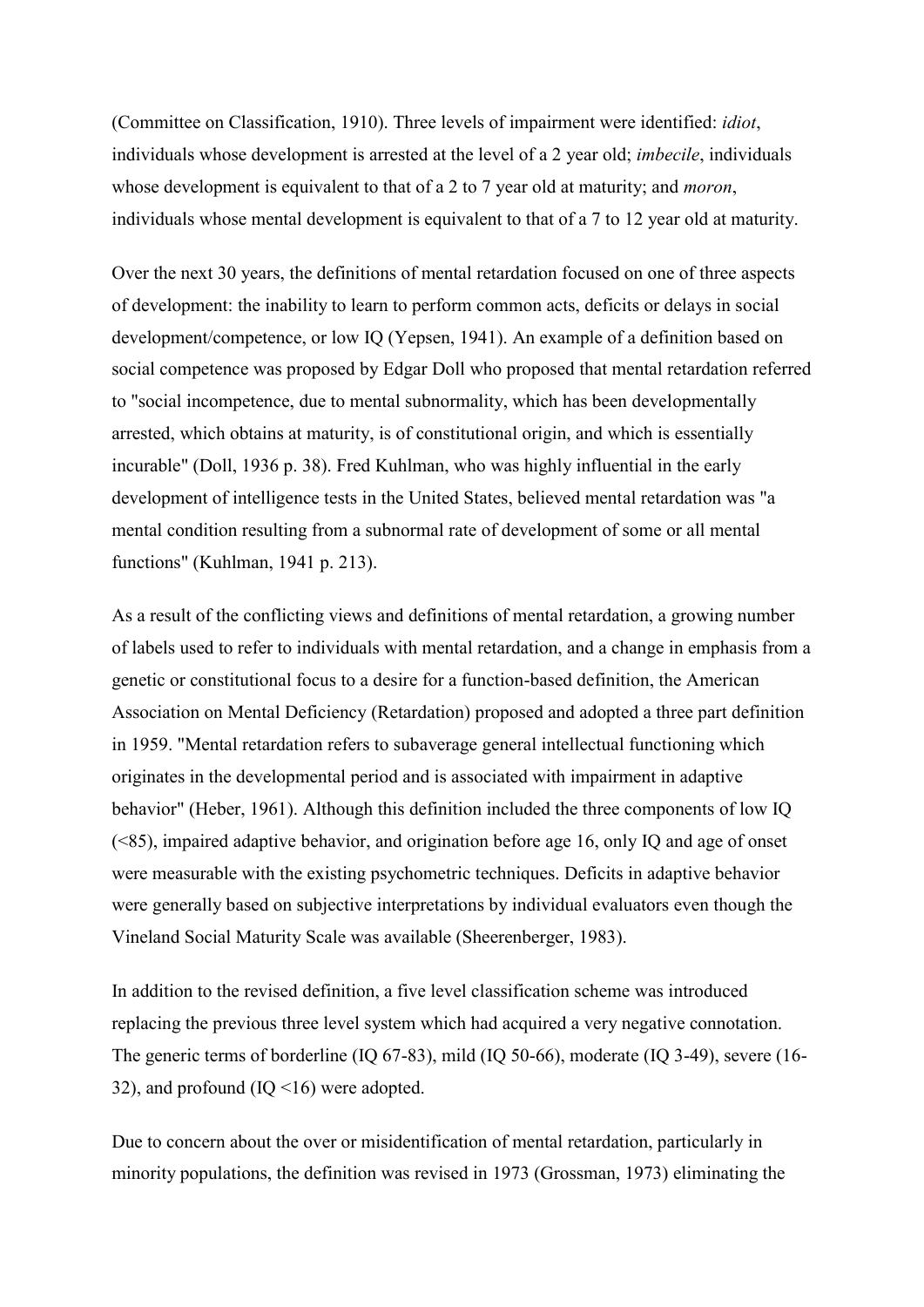(Committee on Classification, 1910). Three levels of impairment were identified: *idiot*, individuals whose development is arrested at the level of a 2 year old; *imbecile*, individuals whose development is equivalent to that of a 2 to 7 year old at maturity; and *moron*, individuals whose mental development is equivalent to that of a 7 to 12 year old at maturity.

Over the next 30 years, the definitions of mental retardation focused on one of three aspects of development: the inability to learn to perform common acts, deficits or delays in social development/competence, or low IQ (Yepsen, 1941). An example of a definition based on social competence was proposed by Edgar Doll who proposed that mental retardation referred to "social incompetence, due to mental subnormality, which has been developmentally arrested, which obtains at maturity, is of constitutional origin, and which is essentially incurable" (Doll, 1936 p. 38). Fred Kuhlman, who was highly influential in the early development of intelligence tests in the United States, believed mental retardation was "a mental condition resulting from a subnormal rate of development of some or all mental functions" (Kuhlman, 1941 p. 213).

As a result of the conflicting views and definitions of mental retardation, a growing number of labels used to refer to individuals with mental retardation, and a change in emphasis from a genetic or constitutional focus to a desire for a function-based definition, the American Association on Mental Deficiency (Retardation) proposed and adopted a three part definition in 1959. "Mental retardation refers to subaverage general intellectual functioning which originates in the developmental period and is associated with impairment in adaptive behavior" (Heber, 1961). Although this definition included the three components of low IQ (<85), impaired adaptive behavior, and origination before age 16, only IQ and age of onset were measurable with the existing psychometric techniques. Deficits in adaptive behavior were generally based on subjective interpretations by individual evaluators even though the Vineland Social Maturity Scale was available (Sheerenberger, 1983).

In addition to the revised definition, a five level classification scheme was introduced replacing the previous three level system which had acquired a very negative connotation. The generic terms of borderline (IQ 67-83), mild (IQ 50-66), moderate (IQ 3-49), severe (16-32), and profound (IQ <16) were adopted.

Due to concern about the over or misidentification of mental retardation, particularly in minority populations, the definition was revised in 1973 (Grossman, 1973) eliminating the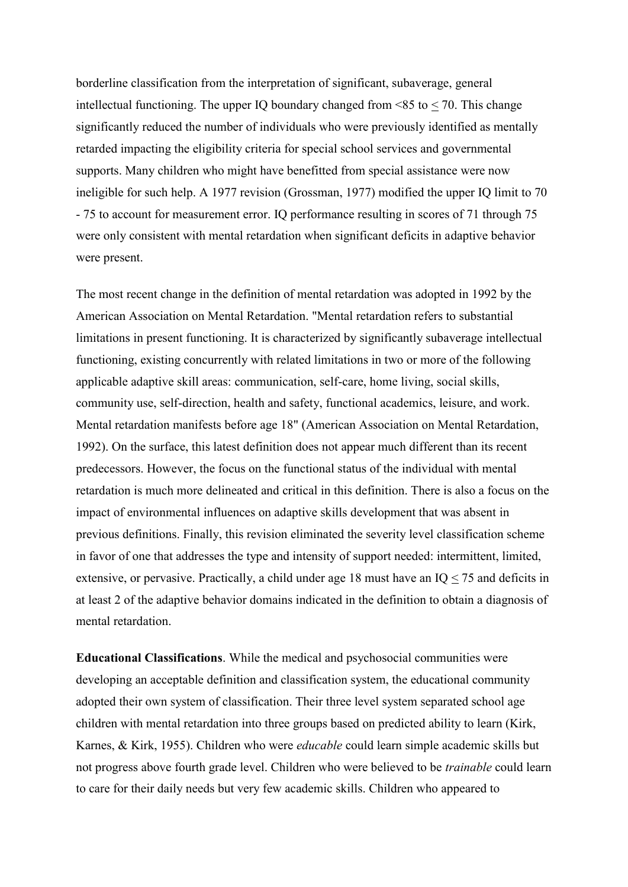borderline classification from the interpretation of significant, subaverage, general intellectual functioning. The upper IQ boundary changed from $<85$ to $\leq 70$. This change significantly reduced the number of individuals who were previously identified as mentally retarded impacting the eligibility criteria for special school services and governmental supports. Many children who might have benefitted from special assistance were now ineligible for such help. A 1977 revision (Grossman, 1977) modified the upper IQ limit to 70 - 75 to account for measurement error. IQ performance resulting in scores of 71 through 75 were only consistent with mental retardation when significant deficits in adaptive behavior were present.

The most recent change in the definition of mental retardation was adopted in 1992 by the American Association on Mental Retardation. "Mental retardation refers to substantial limitations in present functioning. It is characterized by significantly subaverage intellectual functioning, existing concurrently with related limitations in two or more of the following applicable adaptive skill areas: communication, self-care, home living, social skills, community use, self-direction, health and safety, functional academics, leisure, and work. Mental retardation manifests before age 18" (American Association on Mental Retardation, 1992). On the surface, this latest definition does not appear much different than its recent predecessors. However, the focus on the functional status of the individual with mental retardation is much more delineated and critical in this definition. There is also a focus on the impact of environmental influences on adaptive skills development that was absent in previous definitions. Finally, this revision eliminated the severity level classification scheme in favor of one that addresses the type and intensity of support needed: intermittent, limited, extensive, or pervasive. Practically, a child under age 18 must have an IQ $\leq 75$ and deficits in at least 2 of the adaptive behavior domains indicated in the definition to obtain a diagnosis of mental retardation.

**Educational Classifications**. While the medical and psychosocial communities were developing an acceptable definition and classification system, the educational community adopted their own system of classification. Their three level system separated school age children with mental retardation into three groups based on predicted ability to learn (Kirk, Karnes, & Kirk, 1955). Children who were *educable* could learn simple academic skills but not progress above fourth grade level. Children who were believed to be *trainable* could learn to care for their daily needs but very few academic skills. Children who appeared to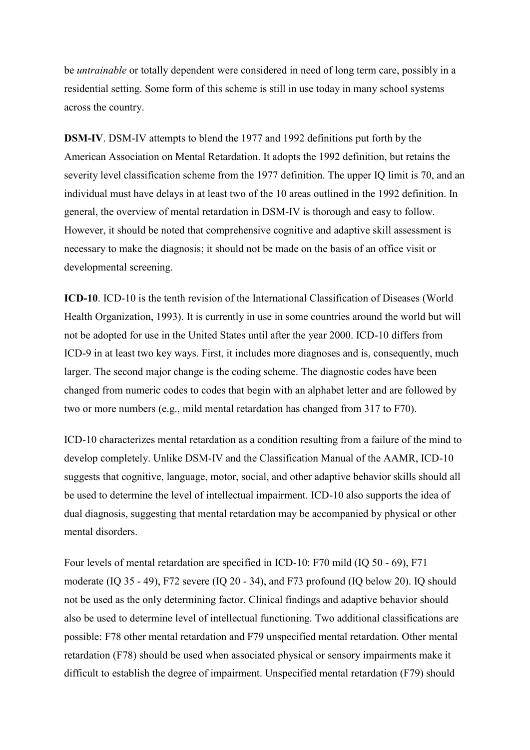be *untrainable* or totally dependent were considered in need of long term care, possibly in a residential setting. Some form of this scheme is still in use today in many school systems across the country.

**DSM-IV**. DSM-IV attempts to blend the 1977 and 1992 definitions put forth by the American Association on Mental Retardation. It adopts the 1992 definition, but retains the severity level classification scheme from the 1977 definition. The upper IQ limit is 70, and an individual must have delays in at least two of the 10 areas outlined in the 1992 definition. In general, the overview of mental retardation in DSM-IV is thorough and easy to follow. However, it should be noted that comprehensive cognitive and adaptive skill assessment is necessary to make the diagnosis; it should not be made on the basis of an office visit or developmental screening.

**ICD-10**. ICD-10 is the tenth revision of the International Classification of Diseases (World Health Organization, 1993). It is currently in use in some countries around the world but will not be adopted for use in the United States until after the year 2000. ICD-10 differs from ICD-9 in at least two key ways. First, it includes more diagnoses and is, consequently, much larger. The second major change is the coding scheme. The diagnostic codes have been changed from numeric codes to codes that begin with an alphabet letter and are followed by two or more numbers (e.g., mild mental retardation has changed from 317 to F70).

ICD-10 characterizes mental retardation as a condition resulting from a failure of the mind to develop completely. Unlike DSM-IV and the Classification Manual of the AAMR, ICD-10 suggests that cognitive, language, motor, social, and other adaptive behavior skills should all be used to determine the level of intellectual impairment. ICD-10 also supports the idea of dual diagnosis, suggesting that mental retardation may be accompanied by physical or other mental disorders.

Four levels of mental retardation are specified in ICD-10: F70 mild (IQ 50 - 69), F71 moderate (IQ 35 - 49), F72 severe (IQ 20 - 34), and F73 profound (IQ below 20). IQ should not be used as the only determining factor. Clinical findings and adaptive behavior should also be used to determine level of intellectual functioning. Two additional classifications are possible: F78 other mental retardation and F79 unspecified mental retardation. Other mental retardation (F78) should be used when associated physical or sensory impairments make it difficult to establish the degree of impairment. Unspecified mental retardation (F79) should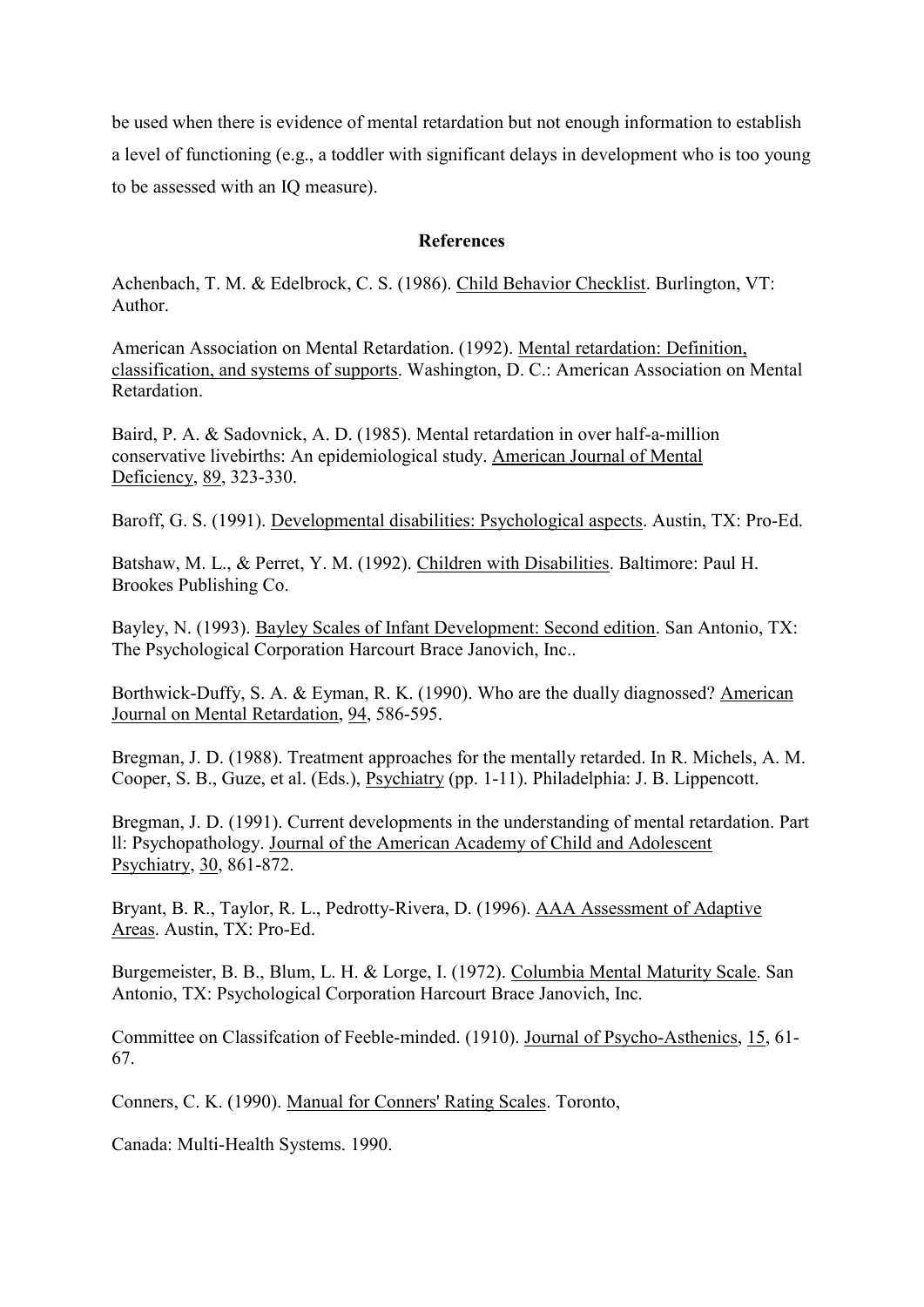be used when there is evidence of mental retardation but not enough information to establish a level of functioning (e.g., a toddler with significant delays in development who is too young to be assessed with an IQ measure).

## References

Achenbach, T. M. & Edelbrock, C. S. (1986). Child Behavior Checklist. Burlington, VT: Author.

American Association on Mental Retardation. (1992). Mental retardation: Definition, classification, and systems of supports. Washington, D. C.: American Association on Mental Retardation.

Baird, P. A. & Sadovnick, A. D. (1985). Mental retardation in over half-a-million conservative livebirths: An epidemiological study. American Journal of Mental Deficiency, 89, 323-330.

Baroff, G. S. (1991). Developmental disabilities: Psychological aspects. Austin, TX: Pro-Ed.

Batshaw, M. L., & Perret, Y. M. (1992). Children with Disabilities. Baltimore: Paul H. Brookes Publishing Co.

Bayley, N. (1993). Bayley Scales of Infant Development: Second edition. San Antonio, TX: The Psychological Corporation Harcourt Brace Janovich, Inc..

Borthwick-Duffy, S. A. & Eyman, R. K. (1990). Who are the dually diagnossed? American Journal on Mental Retardation, 94, 586-595.

Bregman, J. D. (1988). Treatment approaches for the mentally retarded. In R. Michels, A. M. Cooper, S. B., Guze, et al. (Eds.), Psychiatry (pp. 1-11). Philadelphia: J. B. Lippencott.

Bregman, J. D. (1991). Current developments in the understanding of mental retardation. Part ll: Psychopathology. Journal of the American Academy of Child and Adolescent Psychiatry, 30, 861-872.

Bryant, B. R., Taylor, R. L., Pedrotty-Rivera, D. (1996). AAA Assessment of Adaptive Areas. Austin, TX: Pro-Ed.

Burgemeister, B. B., Blum, L. H. & Lorge, I. (1972). Columbia Mental Maturity Scale. San Antonio, TX: Psychological Corporation Harcourt Brace Janovich, Inc.

Committee on Classifcation of Feeble-minded. (1910). Journal of Psycho-Asthenics, 15, 61-67.

Conners, C. K. (1990). Manual for Conners' Rating Scales. Toronto,

Canada: Multi-Health Systems. 1990.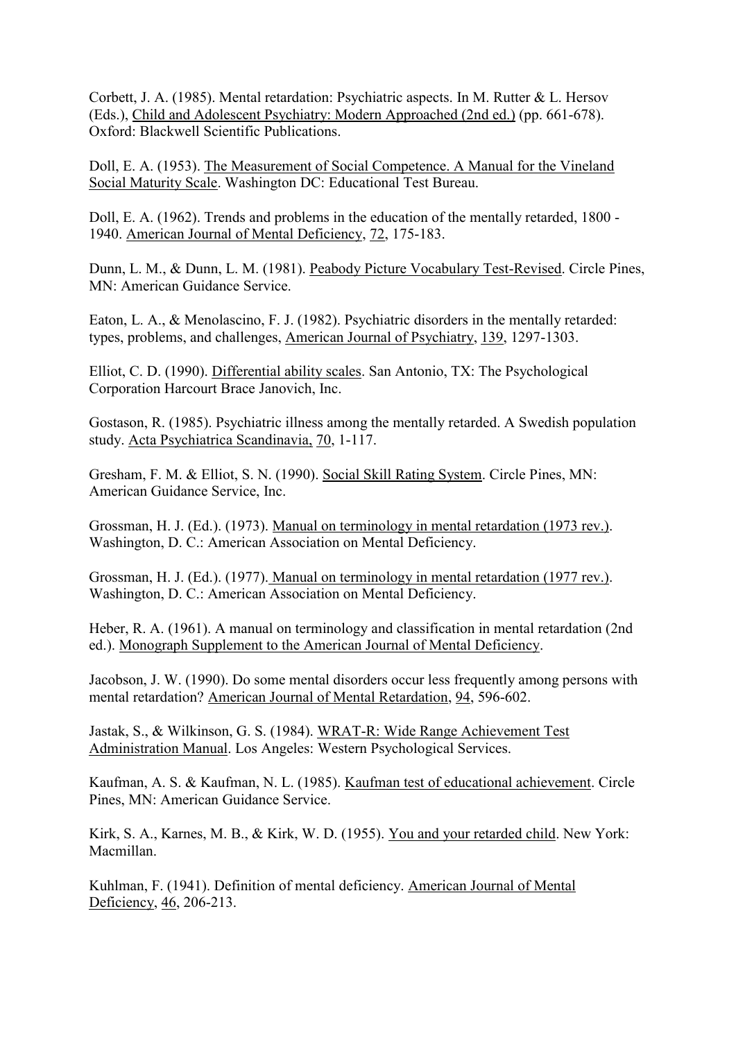Corbett, J. A. (1985). Mental retardation: Psychiatric aspects. In M. Rutter & L. Hersov (Eds.), Child and Adolescent Psychiatry: Modern Approached (2nd ed.) (pp. 661-678). Oxford: Blackwell Scientific Publications.

Doll, E. A. (1953). The Measurement of Social Competence. A Manual for the Vineland Social Maturity Scale. Washington DC: Educational Test Bureau.

Doll, E. A. (1962). Trends and problems in the education of the mentally retarded, 1800 - 1940. American Journal of Mental Deficiency, 72, 175-183.

Dunn, L. M., & Dunn, L. M. (1981). Peabody Picture Vocabulary Test-Revised. Circle Pines, MN: American Guidance Service.

Eaton, L. A., & Menolascino, F. J. (1982). Psychiatric disorders in the mentally retarded: types, problems, and challenges, American Journal of Psychiatry, 139, 1297-1303.

Elliot, C. D. (1990). Differential ability scales. San Antonio, TX: The Psychological Corporation Harcourt Brace Janovich, Inc.

Gostason, R. (1985). Psychiatric illness among the mentally retarded. A Swedish population study. Acta Psychiatrica Scandinavia, 70, 1-117.

Gresham, F. M. & Elliot, S. N. (1990). Social Skill Rating System. Circle Pines, MN: American Guidance Service, Inc.

Grossman, H. J. (Ed.). (1973). Manual on terminology in mental retardation (1973 rev.). Washington, D. C.: American Association on Mental Deficiency.

Grossman, H. J. (Ed.). (1977). Manual on terminology in mental retardation (1977 rev.). Washington, D. C.: American Association on Mental Deficiency.

Heber, R. A. (1961). A manual on terminology and classification in mental retardation (2nd ed.). Monograph Supplement to the American Journal of Mental Deficiency.

Jacobson, J. W. (1990). Do some mental disorders occur less frequently among persons with mental retardation? American Journal of Mental Retardation, 94, 596-602.

Jastak, S., & Wilkinson, G. S. (1984). WRAT-R: Wide Range Achievement Test Administration Manual. Los Angeles: Western Psychological Services.

Kaufman, A. S. & Kaufman, N. L. (1985). Kaufman test of educational achievement. Circle Pines, MN: American Guidance Service.

Kirk, S. A., Karnes, M. B., & Kirk, W. D. (1955). You and your retarded child. New York: Macmillan.

Kuhlman, F. (1941). Definition of mental deficiency. American Journal of Mental Deficiency, 46, 206-213.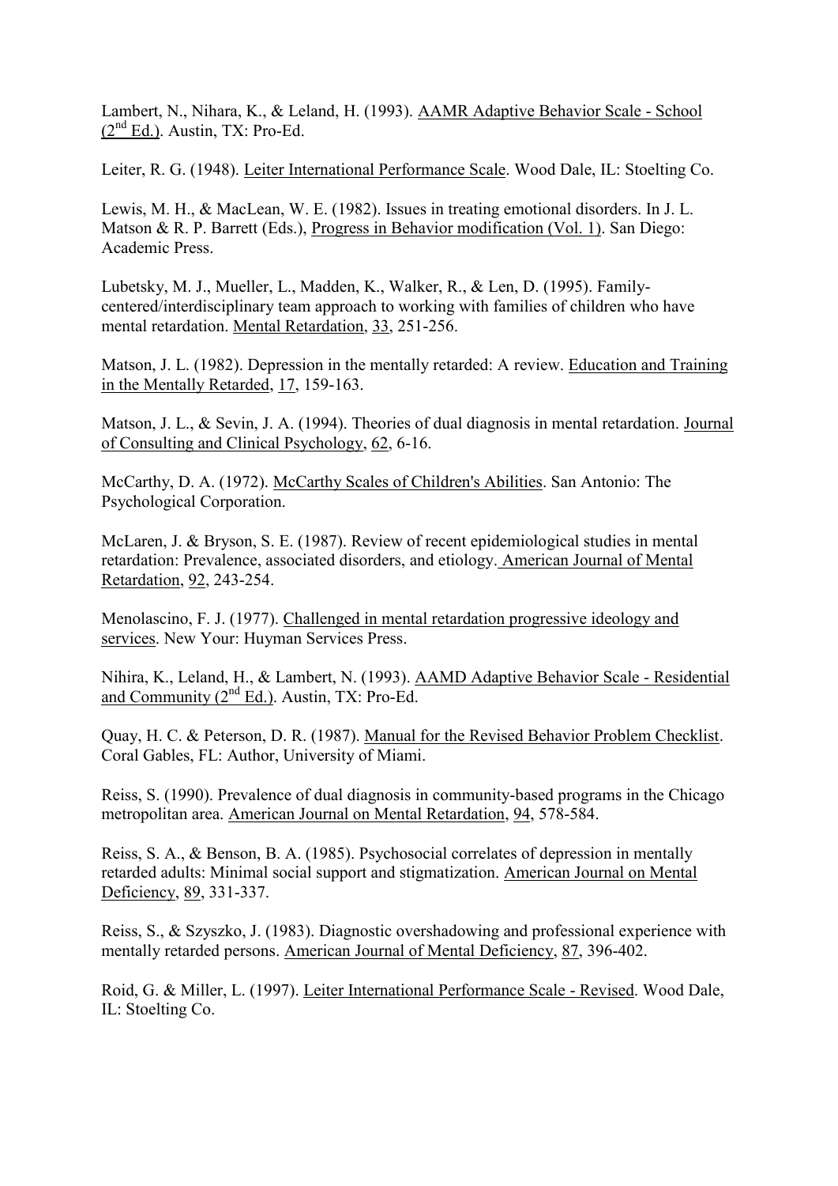Lambert, N., Nihara, K., & Leland, H. (1993). AAMR Adaptive Behavior Scale - School (2nd Ed.). Austin, TX: Pro-Ed.

Leiter, R. G. (1948). Leiter International Performance Scale. Wood Dale, IL: Stoelting Co.

Lewis, M. H., & MacLean, W. E. (1982). Issues in treating emotional disorders. In J. L. Matson & R. P. Barrett (Eds.), Progress in Behavior modification (Vol. 1). San Diego: Academic Press.

Lubetsky, M. J., Mueller, L., Madden, K., Walker, R., & Len, D. (1995). Family-centered/interdisciplinary team approach to working with families of children who have mental retardation. Mental Retardation, 33, 251-256.

Matson, J. L. (1982). Depression in the mentally retarded: A review. Education and Training in the Mentally Retarded, 17, 159-163.

Matson, J. L., & Sevin, J. A. (1994). Theories of dual diagnosis in mental retardation. Journal of Consulting and Clinical Psychology, 62, 6-16.

McCarthy, D. A. (1972). McCarthy Scales of Children's Abilities. San Antonio: The Psychological Corporation.

McLaren, J. & Bryson, S. E. (1987). Review of recent epidemiological studies in mental retardation: Prevalence, associated disorders, and etiology. American Journal of Mental Retardation, 92, 243-254.

Menolascino, F. J. (1977). Challenged in mental retardation progressive ideology and services. New Your: Huyman Services Press.

Nihira, K., Leland, H., & Lambert, N. (1993). AAMD Adaptive Behavior Scale - Residential and Community (2nd Ed.). Austin, TX: Pro-Ed.

Quay, H. C. & Peterson, D. R. (1987). Manual for the Revised Behavior Problem Checklist. Coral Gables, FL: Author, University of Miami.

Reiss, S. (1990). Prevalence of dual diagnosis in community-based programs in the Chicago metropolitan area. American Journal on Mental Retardation, 94, 578-584.

Reiss, S. A., & Benson, B. A. (1985). Psychosocial correlates of depression in mentally retarded adults: Minimal social support and stigmatization. American Journal on Mental Deficiency, 89, 331-337.

Reiss, S., & Szyszko, J. (1983). Diagnostic overshadowing and professional experience with mentally retarded persons. American Journal of Mental Deficiency, 87, 396-402.

Roid, G. & Miller, L. (1997). Leiter International Performance Scale - Revised. Wood Dale, IL: Stoelting Co.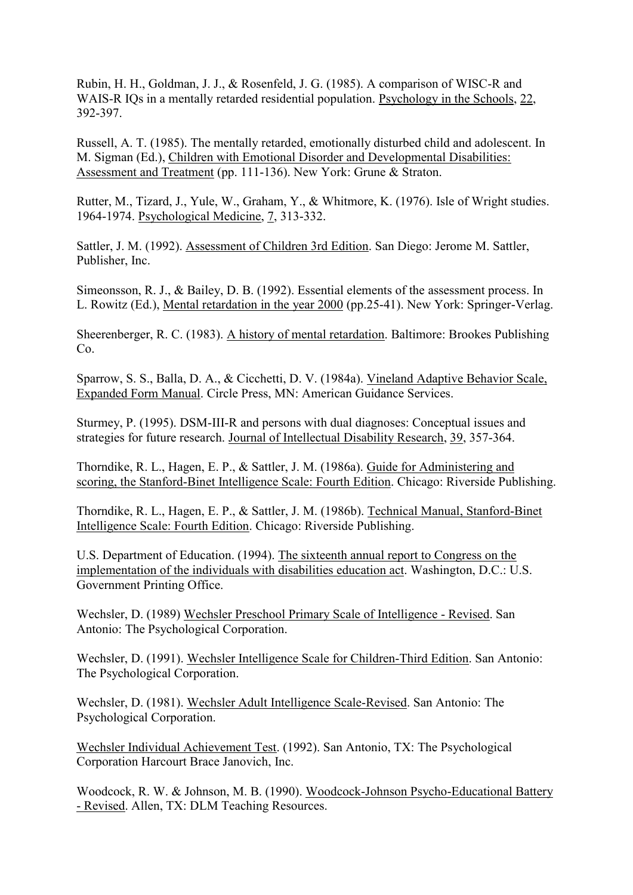Rubin, H. H., Goldman, J. J., & Rosenfeld, J. G. (1985). A comparison of WISC-R and WAIS-R IQs in a mentally retarded residential population. Psychology in the Schools, 22, 392-397.

Russell, A. T. (1985). The mentally retarded, emotionally disturbed child and adolescent. In M. Sigman (Ed.), Children with Emotional Disorder and Developmental Disabilities: Assessment and Treatment (pp. 111-136). New York: Grune & Straton.

Rutter, M., Tizard, J., Yule, W., Graham, Y., & Whitmore, K. (1976). Isle of Wright studies. 1964-1974. Psychological Medicine, 7, 313-332.

Sattler, J. M. (1992). Assessment of Children 3rd Edition. San Diego: Jerome M. Sattler, Publisher, Inc.

Simeonsson, R. J., & Bailey, D. B. (1992). Essential elements of the assessment process. In L. Rowitz (Ed.), Mental retardation in the year 2000 (pp.25-41). New York: Springer-Verlag.

Sheerenberger, R. C. (1983). A history of mental retardation. Baltimore: Brookes Publishing Co.

Sparrow, S. S., Balla, D. A., & Cicchetti, D. V. (1984a). Vineland Adaptive Behavior Scale, Expanded Form Manual. Circle Press, MN: American Guidance Services.

Sturmey, P. (1995). DSM-III-R and persons with dual diagnoses: Conceptual issues and strategies for future research. Journal of Intellectual Disability Research, 39, 357-364.

Thorndike, R. L., Hagen, E. P., & Sattler, J. M. (1986a). Guide for Administering and scoring, the Stanford-Binet Intelligence Scale: Fourth Edition. Chicago: Riverside Publishing.

Thorndike, R. L., Hagen, E. P., & Sattler, J. M. (1986b). Technical Manual, Stanford-Binet Intelligence Scale: Fourth Edition. Chicago: Riverside Publishing.

U.S. Department of Education. (1994). The sixteenth annual report to Congress on the implementation of the individuals with disabilities education act. Washington, D.C.: U.S. Government Printing Office.

Wechsler, D. (1989) Wechsler Preschool Primary Scale of Intelligence - Revised. San Antonio: The Psychological Corporation.

Wechsler, D. (1991). Wechsler Intelligence Scale for Children-Third Edition. San Antonio: The Psychological Corporation.

Wechsler, D. (1981). Wechsler Adult Intelligence Scale-Revised. San Antonio: The Psychological Corporation.

Wechsler Individual Achievement Test. (1992). San Antonio, TX: The Psychological Corporation Harcourt Brace Janovich, Inc.

Woodcock, R. W. & Johnson, M. B. (1990). Woodcock-Johnson Psycho-Educational Battery - Revised. Allen, TX: DLM Teaching Resources.